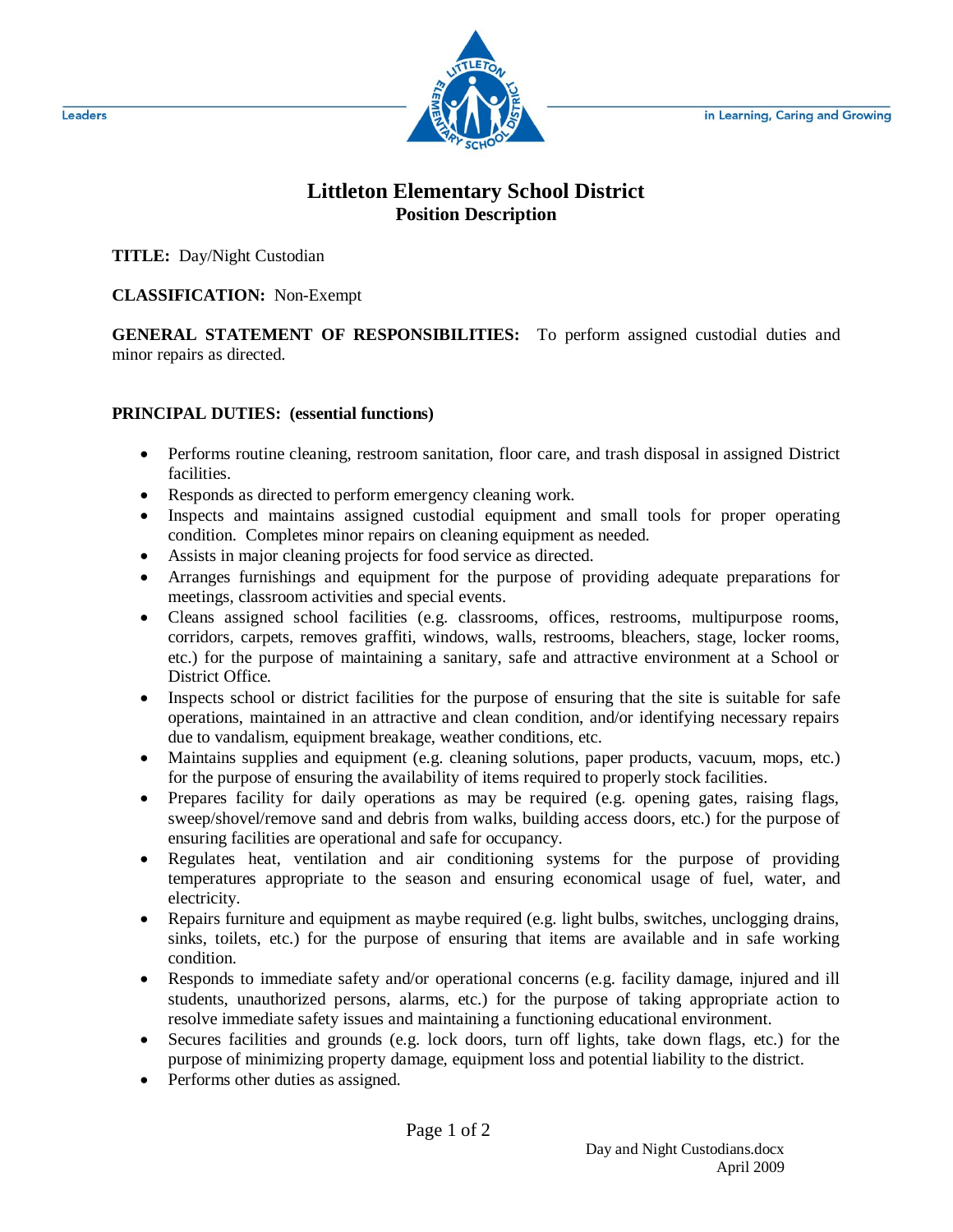Leaders — in Learning, Caring and Growing

# Littleton Elementary School District

## Position Description

**TITLE:** Day/Night Custodian

**CLASSIFICATION:** Non-Exempt

**GENERAL STATEMENT OF RESPONSIBILITIES:** To perform assigned custodial duties and minor repairs as directed.

**PRINCIPAL DUTIES: (essential functions)**

- Performs routine cleaning, restroom sanitation, floor care, and trash disposal in assigned District facilities.
- Responds as directed to perform emergency cleaning work.
- Inspects and maintains assigned custodial equipment and small tools for proper operating condition. Completes minor repairs on cleaning equipment as needed.
- Assists in major cleaning projects for food service as directed.
- Arranges furnishings and equipment for the purpose of providing adequate preparations for meetings, classroom activities and special events.
- Cleans assigned school facilities (e.g. classrooms, offices, restrooms, multipurpose rooms, corridors, carpets, removes graffiti, windows, walls, restrooms, bleachers, stage, locker rooms, etc.) for the purpose of maintaining a sanitary, safe and attractive environment at a School or District Office.
- Inspects school or district facilities for the purpose of ensuring that the site is suitable for safe operations, maintained in an attractive and clean condition, and/or identifying necessary repairs due to vandalism, equipment breakage, weather conditions, etc.
- Maintains supplies and equipment (e.g. cleaning solutions, paper products, vacuum, mops, etc.) for the purpose of ensuring the availability of items required to properly stock facilities.
- Prepares facility for daily operations as may be required (e.g. opening gates, raising flags, sweep/shovel/remove sand and debris from walks, building access doors, etc.) for the purpose of ensuring facilities are operational and safe for occupancy.
- Regulates heat, ventilation and air conditioning systems for the purpose of providing temperatures appropriate to the season and ensuring economical usage of fuel, water, and electricity.
- Repairs furniture and equipment as maybe required (e.g. light bulbs, switches, unclogging drains, sinks, toilets, etc.) for the purpose of ensuring that items are available and in safe working condition.
- Responds to immediate safety and/or operational concerns (e.g. facility damage, injured and ill students, unauthorized persons, alarms, etc.) for the purpose of taking appropriate action to resolve immediate safety issues and maintaining a functioning educational environment.
- Secures facilities and grounds (e.g. lock doors, turn off lights, take down flags, etc.) for the purpose of minimizing property damage, equipment loss and potential liability to the district.
- Performs other duties as assigned.

Day and Night Custodians.docx
April 2009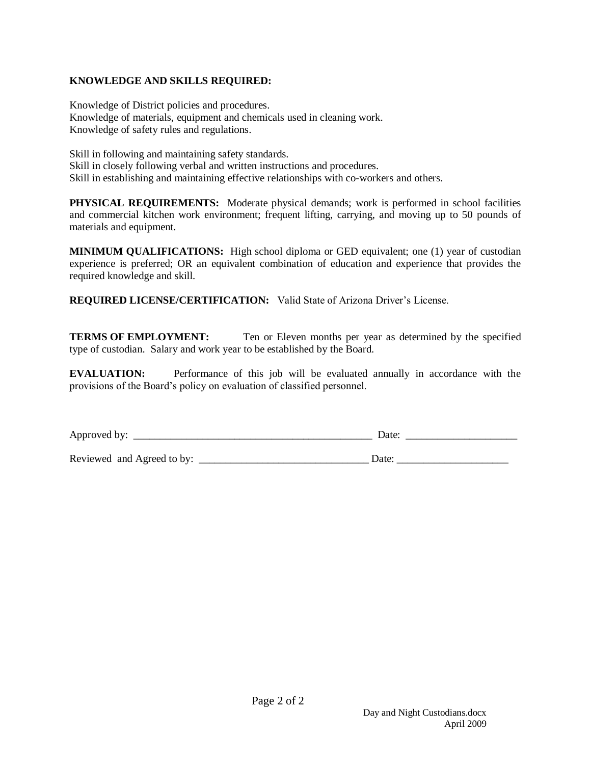**KNOWLEDGE AND SKILLS REQUIRED:**

Knowledge of District policies and procedures.
Knowledge of materials, equipment and chemicals used in cleaning work.
Knowledge of safety rules and regulations.

Skill in following and maintaining safety standards.
Skill in closely following verbal and written instructions and procedures.
Skill in establishing and maintaining effective relationships with co-workers and others.

**PHYSICAL REQUIREMENTS:** Moderate physical demands; work is performed in school facilities and commercial kitchen work environment; frequent lifting, carrying, and moving up to 50 pounds of materials and equipment.

**MINIMUM QUALIFICATIONS:** High school diploma or GED equivalent; one (1) year of custodian experience is preferred; OR an equivalent combination of education and experience that provides the required knowledge and skill.

**REQUIRED LICENSE/CERTIFICATION:** Valid State of Arizona Driver's License.

**TERMS OF EMPLOYMENT:** Ten or Eleven months per year as determined by the specified type of custodian. Salary and work year to be established by the Board.

**EVALUATION:** Performance of this job will be evaluated annually in accordance with the provisions of the Board's policy on evaluation of classified personnel.

Approved by: _______________________________________________ Date: _____________________

Reviewed and Agreed to by: ________________________________ Date: _____________________

Day and Night Custodians.docx
April 2009